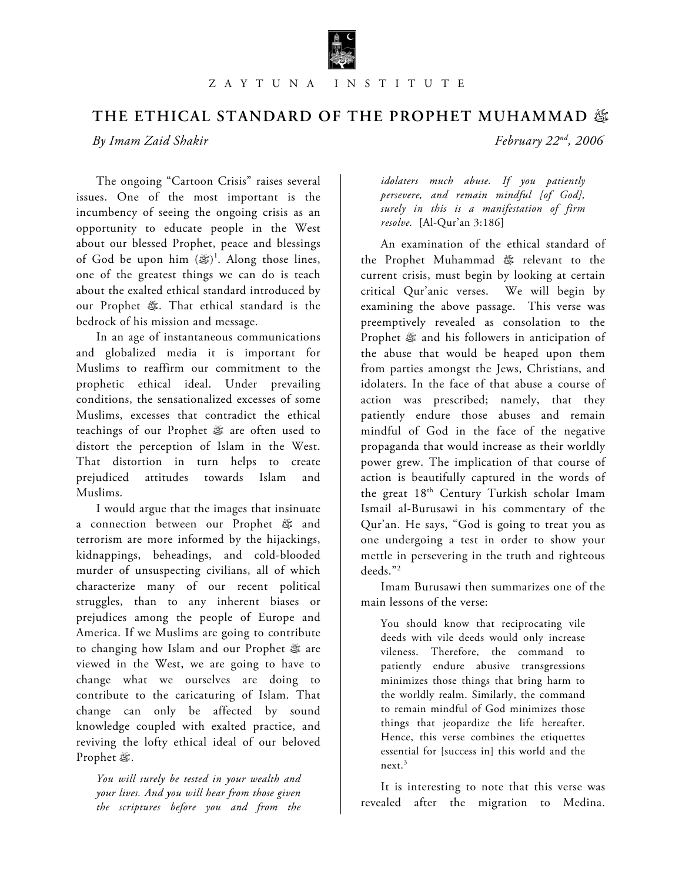Z A Y T U N A I N S T I T U T E

# THE ETHICAL STANDARD OF THE PROPHET MUHAMMAD ﷺ

*By Imam Zaid Shakir* *February 22nd, 2006*

The ongoing "Cartoon Crisis" raises several issues. One of the most important is the incumbency of seeing the ongoing crisis as an opportunity to educate people in the West about our blessed Prophet, peace and blessings of God be upon him (ﷺ)[1]. Along those lines, one of the greatest things we can do is teach about the exalted ethical standard introduced by our Prophet ﷺ. That ethical standard is the bedrock of his mission and message.

In an age of instantaneous communications and globalized media it is important for Muslims to reaffirm our commitment to the prophetic ethical ideal. Under prevailing conditions, the sensationalized excesses of some Muslims, excesses that contradict the ethical teachings of our Prophet ﷺ are often used to distort the perception of Islam in the West. That distortion in turn helps to create prejudiced attitudes towards Islam and Muslims.

I would argue that the images that insinuate a connection between our Prophet ﷺ and terrorism are more informed by the hijackings, kidnappings, beheadings, and cold-blooded murder of unsuspecting civilians, all of which characterize many of our recent political struggles, than to any inherent biases or prejudices among the people of Europe and America. If we Muslims are going to contribute to changing how Islam and our Prophet ﷺ are viewed in the West, we are going to have to change what we ourselves are doing to contribute to the caricaturing of Islam. That change can only be affected by sound knowledge coupled with exalted practice, and reviving the lofty ethical ideal of our beloved Prophet ﷺ.

> *You will surely be tested in your wealth and your lives. And you will hear from those given the scriptures before you and from the idolaters much abuse. If you patiently persevere, and remain mindful [of God], surely in this is a manifestation of firm resolve.* [Al-Qur'an 3:186]

An examination of the ethical standard of the Prophet Muhammad ﷺ relevant to the current crisis, must begin by looking at certain critical Qur'anic verses. We will begin by examining the above passage. This verse was preemptively revealed as consolation to the Prophet ﷺ and his followers in anticipation of the abuse that would be heaped upon them from parties amongst the Jews, Christians, and idolaters. In the face of that abuse a course of action was prescribed; namely, that they patiently endure those abuses and remain mindful of God in the face of the negative propaganda that would increase as their worldly power grew. The implication of that course of action is beautifully captured in the words of the great 18th Century Turkish scholar Imam Ismail al-Burusawi in his commentary of the Qur'an. He says, "God is going to treat you as one undergoing a test in order to show your mettle in persevering in the truth and righteous deeds."[2]

Imam Burusawi then summarizes one of the main lessons of the verse:

> You should know that reciprocating vile deeds with vile deeds would only increase vileness. Therefore, the command to patiently endure abusive transgressions minimizes those things that bring harm to the worldly realm. Similarly, the command to remain mindful of God minimizes those things that jeopardize the life hereafter. Hence, this verse combines the etiquettes essential for [success in] this world and the next.[3]

It is interesting to note that this verse was revealed after the migration to Medina.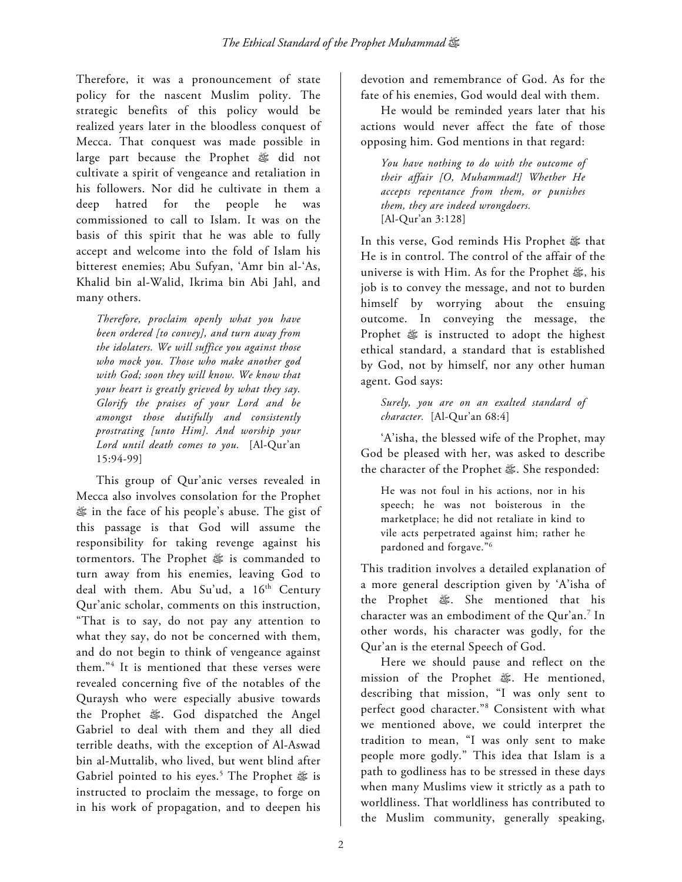Therefore, it was a pronouncement of state policy for the nascent Muslim polity. The strategic benefits of this policy would be realized years later in the bloodless conquest of Mecca. That conquest was made possible in large part because the Prophet ﷺ did not cultivate a spirit of vengeance and retaliation in his followers. Nor did he cultivate in them a deep hatred for the people he was commissioned to call to Islam. It was on the basis of this spirit that he was able to fully accept and welcome into the fold of Islam his bitterest enemies; Abu Sufyan, 'Amr bin al-'As, Khalid bin al-Walid, Ikrima bin Abi Jahl, and many others.

> *Therefore, proclaim openly what you have been ordered [to convey], and turn away from the idolaters. We will suffice you against those who mock you. Those who make another god with God; soon they will know. We know that your heart is greatly grieved by what they say. Glorify the praises of your Lord and be amongst those dutifully and consistently prostrating [unto Him]. And worship your Lord until death comes to you.* [Al-Qur'an 15:94-99]

This group of Qur'anic verses revealed in Mecca also involves consolation for the Prophet ﷺ in the face of his people's abuse. The gist of this passage is that God will assume the responsibility for taking revenge against his tormentors. The Prophet ﷺ is commanded to turn away from his enemies, leaving God to deal with them. Abu Su'ud, a 16th Century Qur'anic scholar, comments on this instruction, "That is to say, do not pay any attention to what they say, do not be concerned with them, and do not begin to think of vengeance against them."[4] It is mentioned that these verses were revealed concerning five of the notables of the Quraysh who were especially abusive towards the Prophet ﷺ. God dispatched the Angel Gabriel to deal with them and they all died terrible deaths, with the exception of Al-Aswad bin al-Muttalib, who lived, but went blind after Gabriel pointed to his eyes.[5] The Prophet ﷺ is instructed to proclaim the message, to forge on in his work of propagation, and to deepen his devotion and remembrance of God. As for the fate of his enemies, God would deal with them.

He would be reminded years later that his actions would never affect the fate of those opposing him. God mentions in that regard:

> *You have nothing to do with the outcome of their affair [O, Muhammad!] Whether He accepts repentance from them, or punishes them, they are indeed wrongdoers.* [Al-Qur'an 3:128]

In this verse, God reminds His Prophet ﷺ that He is in control. The control of the affair of the universe is with Him. As for the Prophet ﷺ, his job is to convey the message, and not to burden himself by worrying about the ensuing outcome. In conveying the message, the Prophet ﷺ is instructed to adopt the highest ethical standard, a standard that is established by God, not by himself, nor any other human agent. God says:

> *Surely, you are on an exalted standard of character.* [Al-Qur'an 68:4]

'A'isha, the blessed wife of the Prophet, may God be pleased with her, was asked to describe the character of the Prophet ﷺ. She responded:

> He was not foul in his actions, nor in his speech; he was not boisterous in the marketplace; he did not retaliate in kind to vile acts perpetrated against him; rather he pardoned and forgave."[6]

This tradition involves a detailed explanation of a more general description given by 'A'isha of the Prophet ﷺ. She mentioned that his character was an embodiment of the Qur'an.[7] In other words, his character was godly, for the Qur'an is the eternal Speech of God.

Here we should pause and reflect on the mission of the Prophet ﷺ. He mentioned, describing that mission, "I was only sent to perfect good character."[8] Consistent with what we mentioned above, we could interpret the tradition to mean, "I was only sent to make people more godly." This idea that Islam is a path to godliness has to be stressed in these days when many Muslims view it strictly as a path to worldliness. That worldliness has contributed to the Muslim community, generally speaking,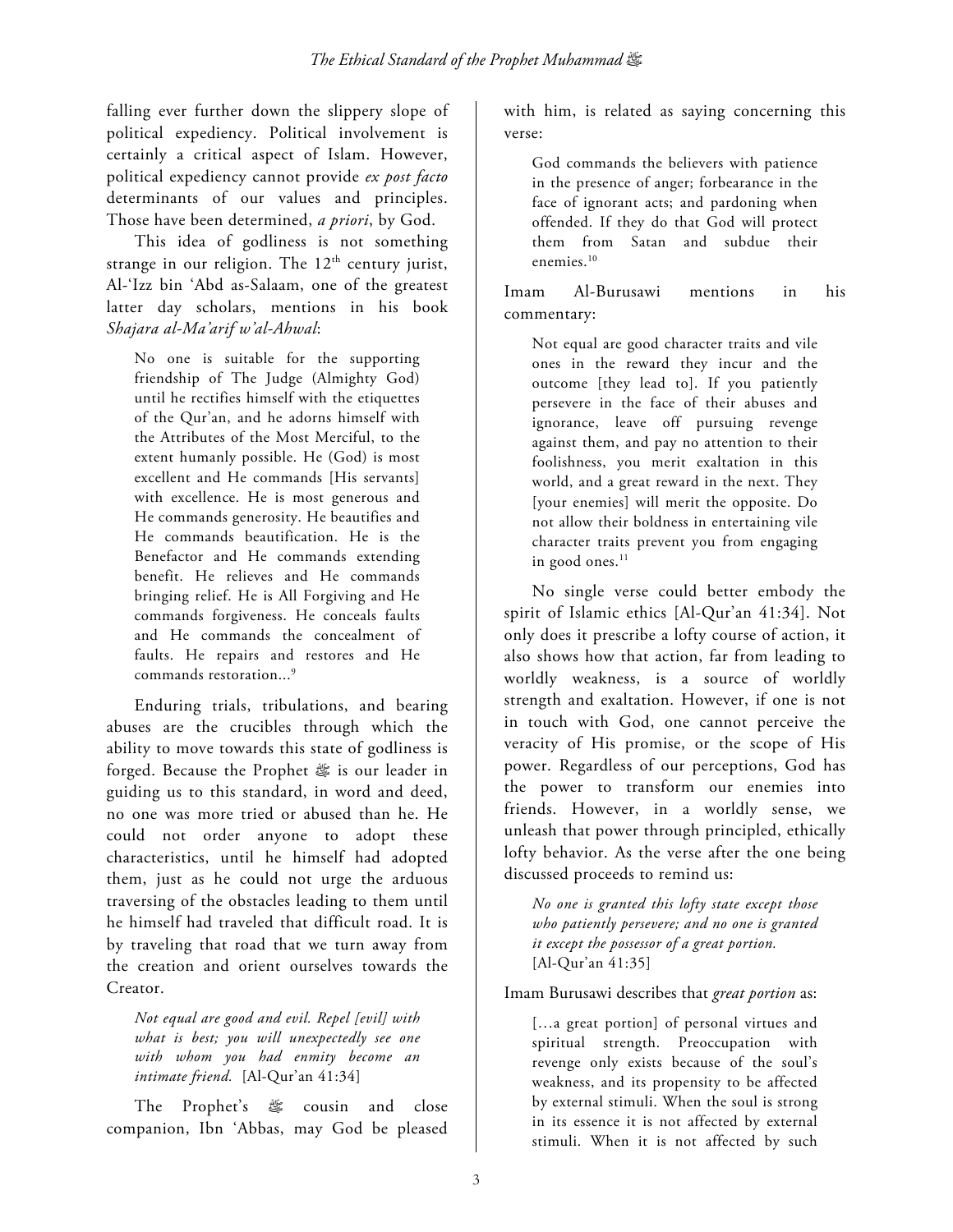falling ever further down the slippery slope of political expediency. Political involvement is certainly a critical aspect of Islam. However, political expediency cannot provide *ex post facto* determinants of our values and principles. Those have been determined, *a priori*, by God.

This idea of godliness is not something strange in our religion. The 12th century jurist, Al-'Izz bin 'Abd as-Salaam, one of the greatest latter day scholars, mentions in his book *Shajara al-Ma'arif w'al-Ahwal*:

> No one is suitable for the supporting friendship of The Judge (Almighty God) until he rectifies himself with the etiquettes of the Qur'an, and he adorns himself with the Attributes of the Most Merciful, to the extent humanly possible. He (God) is most excellent and He commands [His servants] with excellence. He is most generous and He commands generosity. He beautifies and He commands beautification. He is the Benefactor and He commands extending benefit. He relieves and He commands bringing relief. He is All Forgiving and He commands forgiveness. He conceals faults and He commands the concealment of faults. He repairs and restores and He commands restoration...[9]

Enduring trials, tribulations, and bearing abuses are the crucibles through which the ability to move towards this state of godliness is forged. Because the Prophet ﷺ is our leader in guiding us to this standard, in word and deed, no one was more tried or abused than he. He could not order anyone to adopt these characteristics, until he himself had adopted them, just as he could not urge the arduous traversing of the obstacles leading to them until he himself had traveled that difficult road. It is by traveling that road that we turn away from the creation and orient ourselves towards the Creator.

> *Not equal are good and evil. Repel [evil] with what is best; you will unexpectedly see one with whom you had enmity become an intimate friend.* [Al-Qur'an 41:34]

The Prophet's ﷺ cousin and close companion, Ibn 'Abbas, may God be pleased with him, is related as saying concerning this verse:

> God commands the believers with patience in the presence of anger; forbearance in the face of ignorant acts; and pardoning when offended. If they do that God will protect them from Satan and subdue their enemies.[10]

Imam Al-Burusawi mentions in his commentary:

> Not equal are good character traits and vile ones in the reward they incur and the outcome [they lead to]. If you patiently persevere in the face of their abuses and ignorance, leave off pursuing revenge against them, and pay no attention to their foolishness, you merit exaltation in this world, and a great reward in the next. They [your enemies] will merit the opposite. Do not allow their boldness in entertaining vile character traits prevent you from engaging in good ones.[11]

No single verse could better embody the spirit of Islamic ethics [Al-Qur'an 41:34]. Not only does it prescribe a lofty course of action, it also shows how that action, far from leading to worldly weakness, is a source of worldly strength and exaltation. However, if one is not in touch with God, one cannot perceive the veracity of His promise, or the scope of His power. Regardless of our perceptions, God has the power to transform our enemies into friends. However, in a worldly sense, we unleash that power through principled, ethically lofty behavior. As the verse after the one being discussed proceeds to remind us:

> *No one is granted this lofty state except those who patiently persevere; and no one is granted it except the possessor of a great portion.* [Al-Qur'an 41:35]

Imam Burusawi describes that *great portion* as:

> […a great portion] of personal virtues and spiritual strength. Preoccupation with revenge only exists because of the soul's weakness, and its propensity to be affected by external stimuli. When the soul is strong in its essence it is not affected by external stimuli. When it is not affected by such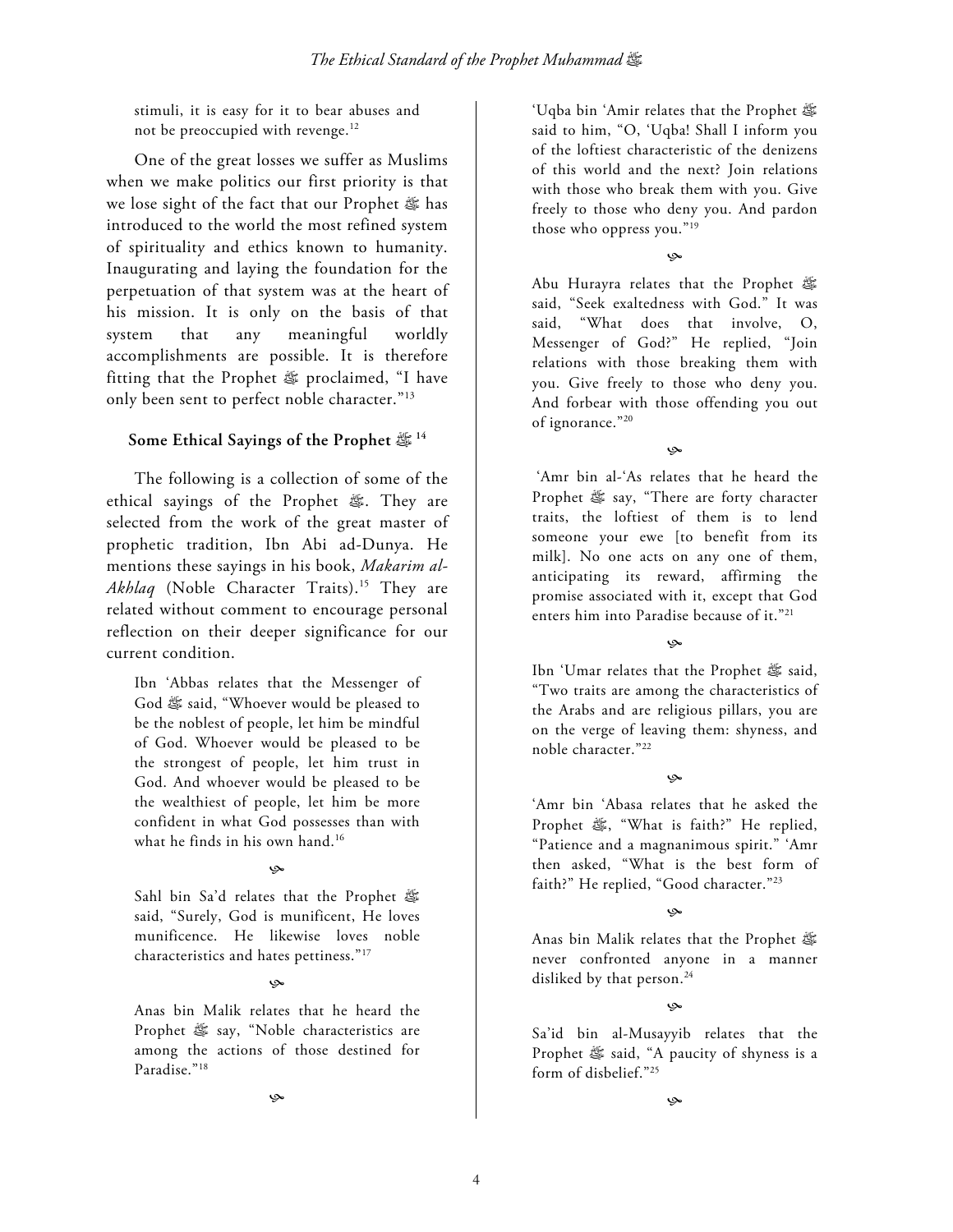stimuli, it is easy for it to bear abuses and not be preoccupied with revenge.[12]

One of the great losses we suffer as Muslims when we make politics our first priority is that we lose sight of the fact that our Prophet ﷺ has introduced to the world the most refined system of spirituality and ethics known to humanity. Inaugurating and laying the foundation for the perpetuation of that system was at the heart of his mission. It is only on the basis of that system that any meaningful worldly accomplishments are possible. It is therefore fitting that the Prophet ﷺ proclaimed, "I have only been sent to perfect noble character."[13]

### Some Ethical Sayings of the Prophet ﷺ [14]

The following is a collection of some of the ethical sayings of the Prophet ﷺ. They are selected from the work of the great master of prophetic tradition, Ibn Abi ad-Dunya. He mentions these sayings in his book, *Makarim al-Akhlaq* (Noble Character Traits).[15] They are related without comment to encourage personal reflection on their deeper significance for our current condition.

> Ibn 'Abbas relates that the Messenger of God ﷺ said, "Whoever would be pleased to be the noblest of people, let him be mindful of God. Whoever would be pleased to be the strongest of people, let him trust in God. And whoever would be pleased to be the wealthiest of people, let him be more confident in what God possesses than with what he finds in his own hand.[16]

> Sahl bin Sa'd relates that the Prophet ﷺ said, "Surely, God is munificent, He loves munificence. He likewise loves noble characteristics and hates pettiness."[17]

> Anas bin Malik relates that he heard the Prophet ﷺ say, "Noble characteristics are among the actions of those destined for Paradise."[18]

> 'Uqba bin 'Amir relates that the Prophet ﷺ said to him, "O, 'Uqba! Shall I inform you of the loftiest characteristic of the denizens of this world and the next? Join relations with those who break them with you. Give freely to those who deny you. And pardon those who oppress you."[19]

> Abu Hurayra relates that the Prophet ﷺ said, "Seek exaltedness with God." It was said, "What does that involve, O, Messenger of God?" He replied, "Join relations with those breaking them with you. Give freely to those who deny you. And forbear with those offending you out of ignorance."[20]

> 'Amr bin al-'As relates that he heard the Prophet ﷺ say, "There are forty character traits, the loftiest of them is to lend someone your ewe [to benefit from its milk]. No one acts on any one of them, anticipating its reward, affirming the promise associated with it, except that God enters him into Paradise because of it."[21]

> Ibn 'Umar relates that the Prophet ﷺ said, "Two traits are among the characteristics of the Arabs and are religious pillars, you are on the verge of leaving them: shyness, and noble character."[22]

> 'Amr bin 'Abasa relates that he asked the Prophet ﷺ, "What is faith?" He replied, "Patience and a magnanimous spirit." 'Amr then asked, "What is the best form of faith?" He replied, "Good character."[23]

> Anas bin Malik relates that the Prophet ﷺ never confronted anyone in a manner disliked by that person.[24]

> Sa'id bin al-Musayyib relates that the Prophet ﷺ said, "A paucity of shyness is a form of disbelief."[25]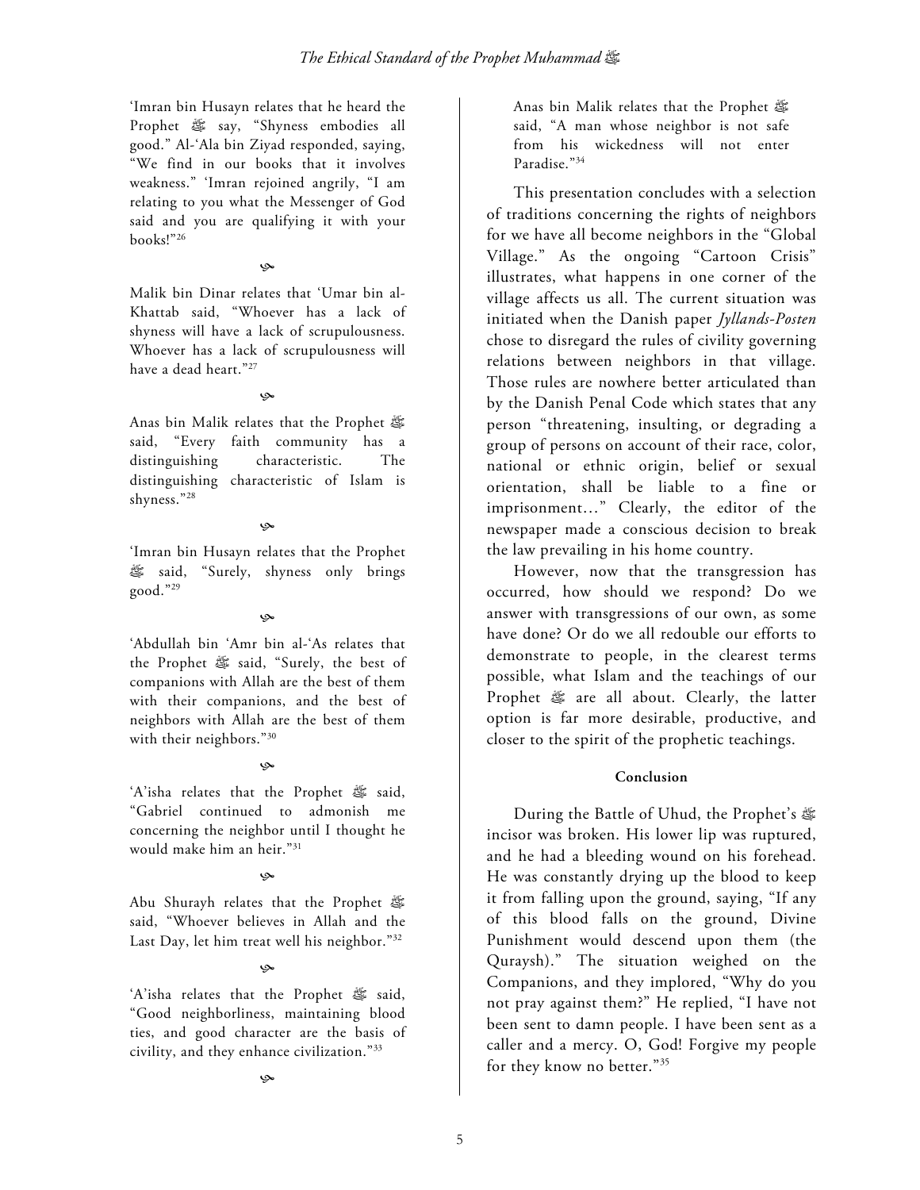'Imran bin Husayn relates that he heard the Prophet ﷺ say, "Shyness embodies all good." Al-'Ala bin Ziyad responded, saying, "We find in our books that it involves weakness." 'Imran rejoined angrily, "I am relating to you what the Messenger of God said and you are qualifying it with your books!"[26]

❧

Malik bin Dinar relates that 'Umar bin al-Khattab said, "Whoever has a lack of shyness will have a lack of scrupulousness. Whoever has a lack of scrupulousness will have a dead heart."[27]

❧

Anas bin Malik relates that the Prophet ﷺ said, "Every faith community has a distinguishing characteristic. The distinguishing characteristic of Islam is shyness."[28]

❧

'Imran bin Husayn relates that the Prophet ﷺ said, "Surely, shyness only brings good."[29]

❧

'Abdullah bin 'Amr bin al-'As relates that the Prophet ﷺ said, "Surely, the best of companions with Allah are the best of them with their companions, and the best of neighbors with Allah are the best of them with their neighbors."[30]

❧

'A'isha relates that the Prophet ﷺ said, "Gabriel continued to admonish me concerning the neighbor until I thought he would make him an heir."[31]

❧

Abu Shurayh relates that the Prophet ﷺ said, "Whoever believes in Allah and the Last Day, let him treat well his neighbor."[32]

❧

'A'isha relates that the Prophet ﷺ said, "Good neighborliness, maintaining blood ties, and good character are the basis of civility, and they enhance civilization."[33]

❧

Anas bin Malik relates that the Prophet ﷺ said, "A man whose neighbor is not safe from his wickedness will not enter Paradise."[34]

This presentation concludes with a selection of traditions concerning the rights of neighbors for we have all become neighbors in the "Global Village." As the ongoing "Cartoon Crisis" illustrates, what happens in one corner of the village affects us all. The current situation was initiated when the Danish paper *Jyllands-Posten* chose to disregard the rules of civility governing relations between neighbors in that village. Those rules are nowhere better articulated than by the Danish Penal Code which states that any person "threatening, insulting, or degrading a group of persons on account of their race, color, national or ethnic origin, belief or sexual orientation, shall be liable to a fine or imprisonment…" Clearly, the editor of the newspaper made a conscious decision to break the law prevailing in his home country.

However, now that the transgression has occurred, how should we respond? Do we answer with transgressions of our own, as some have done? Or do we all redouble our efforts to demonstrate to people, in the clearest terms possible, what Islam and the teachings of our Prophet ﷺ are all about. Clearly, the latter option is far more desirable, productive, and closer to the spirit of the prophetic teachings.

**Conclusion**

During the Battle of Uhud, the Prophet's ﷺ incisor was broken. His lower lip was ruptured, and he had a bleeding wound on his forehead. He was constantly drying up the blood to keep it from falling upon the ground, saying, "If any of this blood falls on the ground, Divine Punishment would descend upon them (the Quraysh)." The situation weighed on the Companions, and they implored, "Why do you not pray against them?" He replied, "I have not been sent to damn people. I have been sent as a caller and a mercy. O, God! Forgive my people for they know no better."[35]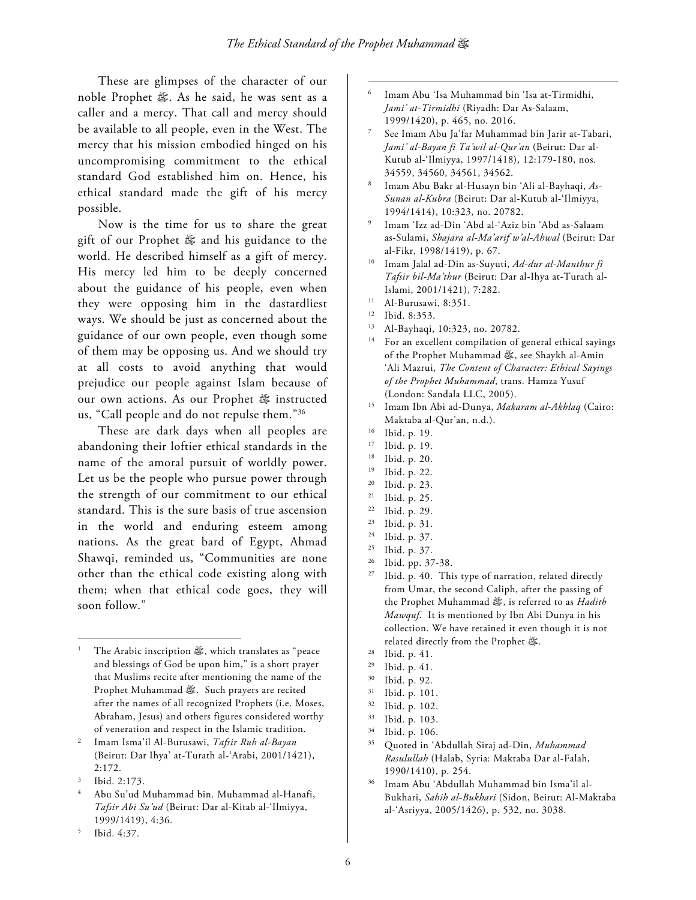These are glimpses of the character of our noble Prophet ﷺ. As he said, he was sent as a caller and a mercy. That call and mercy should be available to all people, even in the West. The mercy that his mission embodied hinged on his uncompromising commitment to the ethical standard God established him on. Hence, his ethical standard made the gift of his mercy possible.

Now is the time for us to share the great gift of our Prophet ﷺ and his guidance to the world. He described himself as a gift of mercy. His mercy led him to be deeply concerned about the guidance of his people, even when they were opposing him in the dastardliest ways. We should be just as concerned about the guidance of our own people, even though some of them may be opposing us. And we should try at all costs to avoid anything that would prejudice our people against Islam because of our own actions. As our Prophet ﷺ instructed us, "Call people and do not repulse them."[36]

These are dark days when all peoples are abandoning their loftier ethical standards in the name of the amoral pursuit of worldly power. Let us be the people who pursue power through the strength of our commitment to our ethical standard. This is the sure basis of true ascension in the world and enduring esteem among nations. As the great bard of Egypt, Ahmad Shawqi, reminded us, "Communities are none other than the ethical code existing along with them; when that ethical code goes, they will soon follow."

---

1. The Arabic inscription ﷺ, which translates as "peace and blessings of God be upon him," is a short prayer that Muslims recite after mentioning the name of the Prophet Muhammad ﷺ. Such prayers are recited after the names of all recognized Prophets (i.e. Moses, Abraham, Jesus) and others figures considered worthy of veneration and respect in the Islamic tradition.
2. Imam Isma'il Al-Burusawi, *Tafsir Ruh al-Bayan* (Beirut: Dar Ihya' at-Turath al-'Arabi, 2001/1421), 2:172.
3. Ibid. 2:173.
4. Abu Su'ud Muhammad bin. Muhammad al-Hanafi, *Tafsir Abi Su'ud* (Beirut: Dar al-Kitab al-'Ilmiyya, 1999/1419), 4:36.
5. Ibid. 4:37.
6. Imam Abu 'Isa Muhammad bin 'Isa at-Tirmidhi, *Jami' at-Tirmidhi* (Riyadh: Dar As-Salaam, 1999/1420), p. 465, no. 2016.
7. See Imam Abu Ja'far Muhammad bin Jarir at-Tabari, *Jami' al-Bayan fi Ta'wil al-Qur'an* (Beirut: Dar al-Kutub al-'Ilmiyya, 1997/1418), 12:179-180, nos. 34559, 34560, 34561, 34562.
8. Imam Abu Bakr al-Husayn bin 'Ali al-Bayhaqi, *As-Sunan al-Kubra* (Beirut: Dar al-Kutub al-'Ilmiyya, 1994/1414), 10:323, no. 20782.
9. Imam 'Izz ad-Din 'Abd al-'Aziz bin 'Abd as-Salaam as-Sulami, *Shajara al-Ma'arif w'al-Ahwal* (Beirut: Dar al-Fikr, 1998/1419), p. 67.
10. Imam Jalal ad-Din as-Suyuti, *Ad-dur al-Manthur fi Tafsir bil-Ma'thur* (Beirut: Dar al-Ihya at-Turath al-Islami, 2001/1421), 7:282.
11. Al-Burusawi, 8:351.
12. Ibid. 8:353.
13. Al-Bayhaqi, 10:323, no. 20782.
14. For an excellent compilation of general ethical sayings of the Prophet Muhammad ﷺ, see Shaykh al-Amin 'Ali Mazrui, *The Content of Character: Ethical Sayings of the Prophet Muhammad*, trans. Hamza Yusuf (London: Sandala LLC, 2005).
15. Imam Ibn Abi ad-Dunya, *Makaram al-Akhlaq* (Cairo: Maktaba al-Qur'an, n.d.).
16. Ibid. p. 19.
17. Ibid. p. 19.
18. Ibid. p. 20.
19. Ibid. p. 22.
20. Ibid. p. 23.
21. Ibid. p. 25.
22. Ibid. p. 29.
23. Ibid. p. 31.
24. Ibid. p. 37.
25. Ibid. p. 37.
26. Ibid. pp. 37-38.
27. Ibid. p. 40. This type of narration, related directly from Umar, the second Caliph, after the passing of the Prophet Muhammad ﷺ, is referred to as *Hadith Mawquf*. It is mentioned by Ibn Abi Dunya in his collection. We have retained it even though it is not related directly from the Prophet ﷺ.
28. Ibid. p. 41.
29. Ibid. p. 41.
30. Ibid. p. 92.
31. Ibid. p. 101.
32. Ibid. p. 102.
33. Ibid. p. 103.
34. Ibid. p. 106.
35. Quoted in 'Abdullah Siraj ad-Din, *Muhammad Rasulullah* (Halab, Syria: Maktaba Dar al-Falah, 1990/1410), p. 254.
36. Imam Abu 'Abdullah Muhammad bin Isma'il al-Bukhari, *Sahih al-Bukhari* (Sidon, Beirut: Al-Maktaba al-'Asriyya, 2005/1426), p. 532, no. 3038.